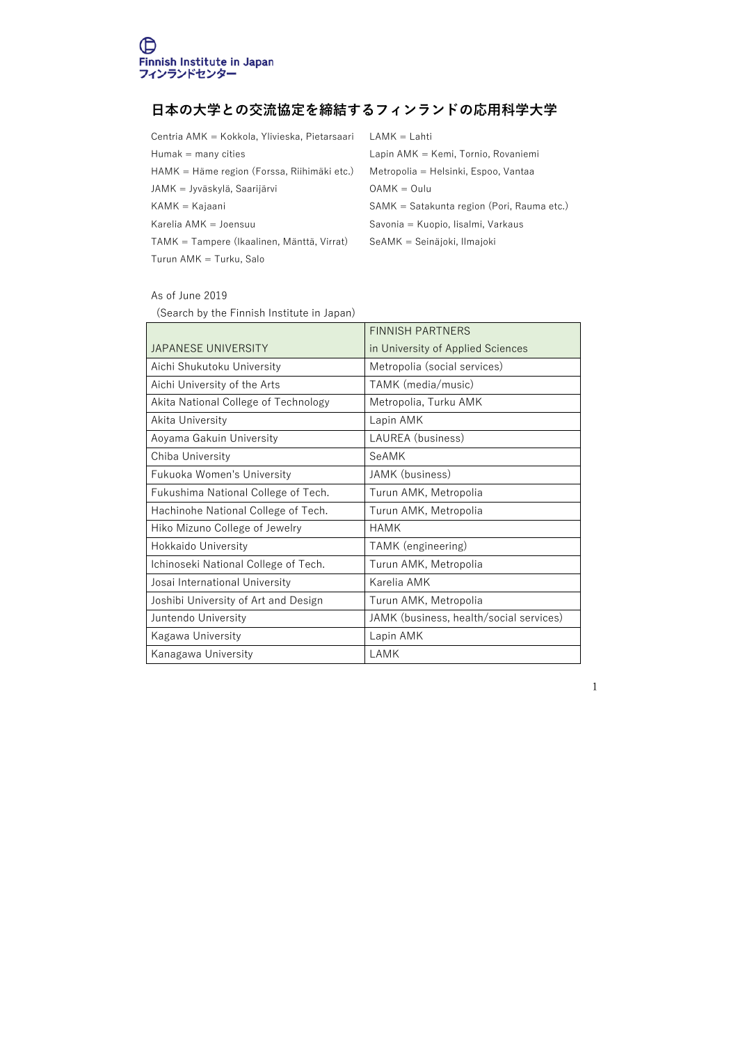Finnish Institute in Japan
フィンランドセンター

# 日本の大学との交流協定を締結するフィンランドの応用科学大学

Centria AMK = Kokkola, Ylivieska, Pietarsaari
Humak = many cities
HAMK = Häme region (Forssa, Riihimäki etc.)
JAMK = Jyväskylä, Saarijärvi
KAMK = Kajaani
Karelia AMK = Joensuu
TAMK = Tampere (Ikaalinen, Mänttä, Virrat)
Turun AMK = Turku, Salo
LAMK = Lahti
Lapin AMK = Kemi, Tornio, Rovaniemi
Metropolia = Helsinki, Espoo, Vantaa
OAMK = Oulu
SAMK = Satakunta region (Pori, Rauma etc.)
Savonia = Kuopio, Iisalmi, Varkaus
SeAMK = Seinäjoki, Ilmajoki

As of June 2019
(Search by the Finnish Institute in Japan)

| JAPANESE UNIVERSITY | FINNISH PARTNERS in University of Applied Sciences |
|---|---|
| Aichi Shukutoku University | Metropolia (social services) |
| Aichi University of the Arts | TAMK (media/music) |
| Akita National College of Technology | Metropolia, Turku AMK |
| Akita University | Lapin AMK |
| Aoyama Gakuin University | LAUREA (business) |
| Chiba University | SeAMK |
| Fukuoka Women's University | JAMK (business) |
| Fukushima National College of Tech. | Turun AMK, Metropolia |
| Hachinohe National College of Tech. | Turun AMK, Metropolia |
| Hiko Mizuno College of Jewelry | HAMK |
| Hokkaido University | TAMK (engineering) |
| Ichinoseki National College of Tech. | Turun AMK, Metropolia |
| Josai International University | Karelia AMK |
| Joshibi University of Art and Design | Turun AMK, Metropolia |
| Juntendo University | JAMK (business, health/social services) |
| Kagawa University | Lapin AMK |
| Kanagawa University | LAMK |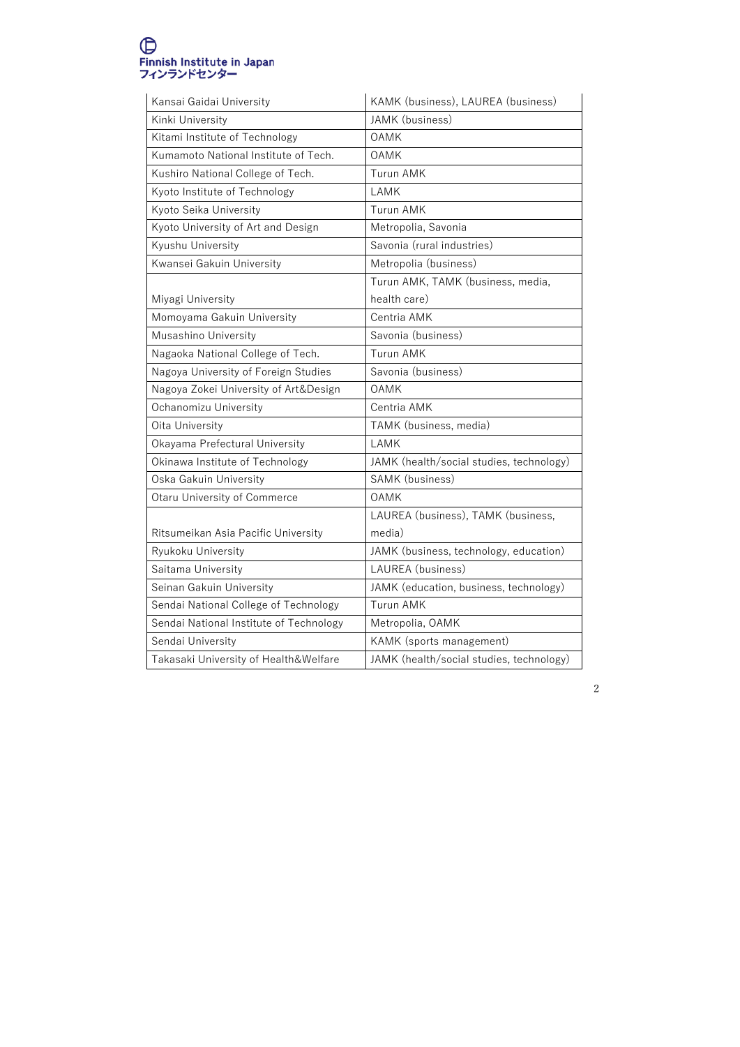| Kansai Gaidai University | KAMK (business), LAUREA (business) |
|---|---|
| Kinki University | JAMK (business) |
| Kitami Institute of Technology | OAMK |
| Kumamoto National Institute of Tech. | OAMK |
| Kushiro National College of Tech. | Turun AMK |
| Kyoto Institute of Technology | LAMK |
| Kyoto Seika University | Turun AMK |
| Kyoto University of Art and Design | Metropolia, Savonia |
| Kyushu University | Savonia (rural industries) |
| Kwansei Gakuin University | Metropolia (business) |
| Miyagi University | Turun AMK, TAMK (business, media, health care) |
| Momoyama Gakuin University | Centria AMK |
| Musashino University | Savonia (business) |
| Nagaoka National College of Tech. | Turun AMK |
| Nagoya University of Foreign Studies | Savonia (business) |
| Nagoya Zokei University of Art&Design | OAMK |
| Ochanomizu University | Centria AMK |
| Oita University | TAMK (business, media) |
| Okayama Prefectural University | LAMK |
| Okinawa Institute of Technology | JAMK (health/social studies, technology) |
| Oska Gakuin University | SAMK (business) |
| Otaru University of Commerce | OAMK |
| Ritsumeikan Asia Pacific University | LAUREA (business), TAMK (business, media) |
| Ryukoku University | JAMK (business, technology, education) |
| Saitama University | LAUREA (business) |
| Seinan Gakuin University | JAMK (education, business, technology) |
| Sendai National College of Technology | Turun AMK |
| Sendai National Institute of Technology | Metropolia, OAMK |
| Sendai University | KAMK (sports management) |
| Takasaki University of Health&Welfare | JAMK (health/social studies, technology) |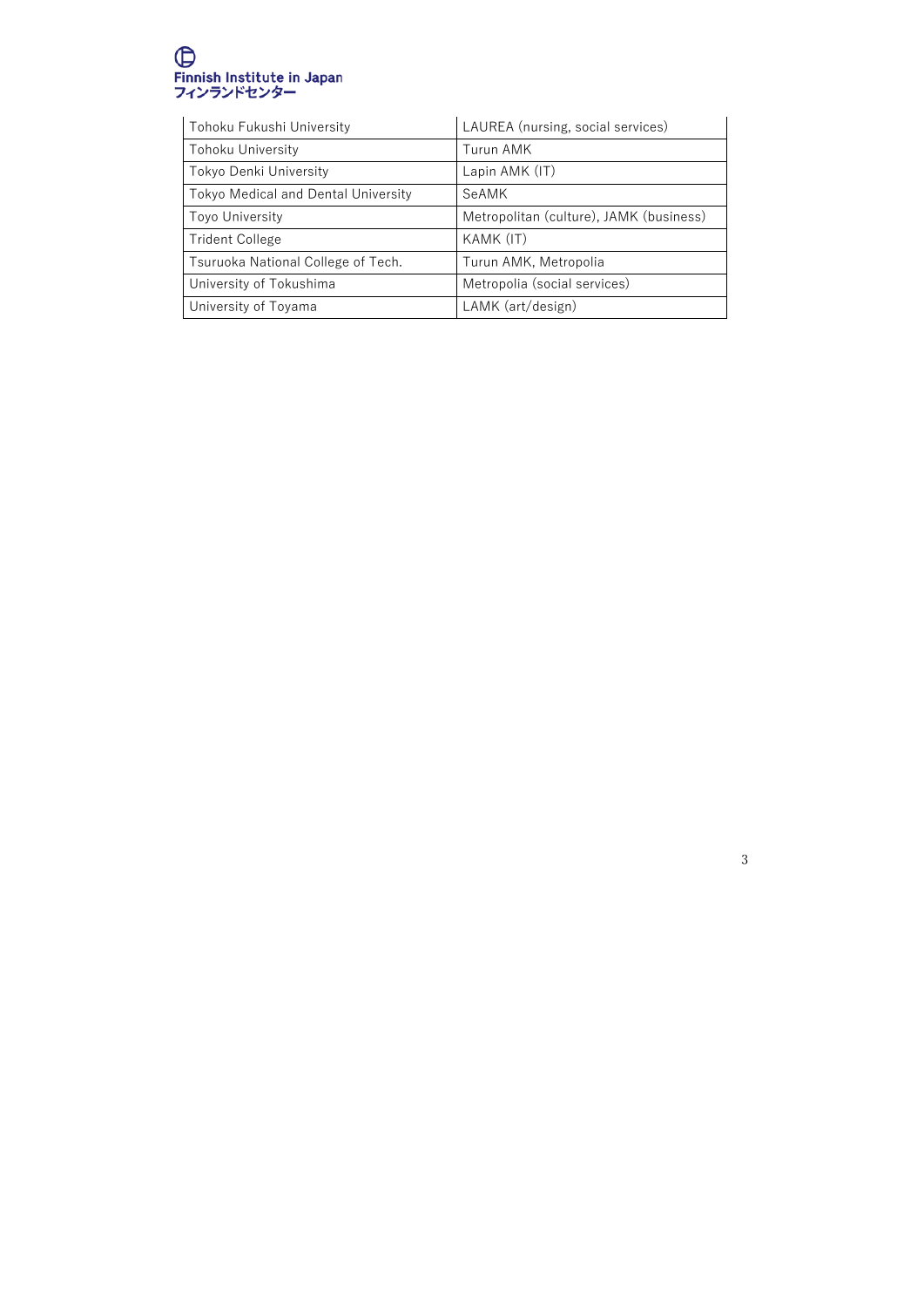| | |
|---|---|
| Tohoku Fukushi University | LAUREA (nursing, social services) |
| Tohoku University | Turun AMK |
| Tokyo Denki University | Lapin AMK (IT) |
| Tokyo Medical and Dental University | SeAMK |
| Toyo University | Metropolitan (culture), JAMK (business) |
| Trident College | KAMK (IT) |
| Tsuruoka National College of Tech. | Turun AMK, Metropolia |
| University of Tokushima | Metropolia (social services) |
| University of Toyama | LAMK (art/design) |